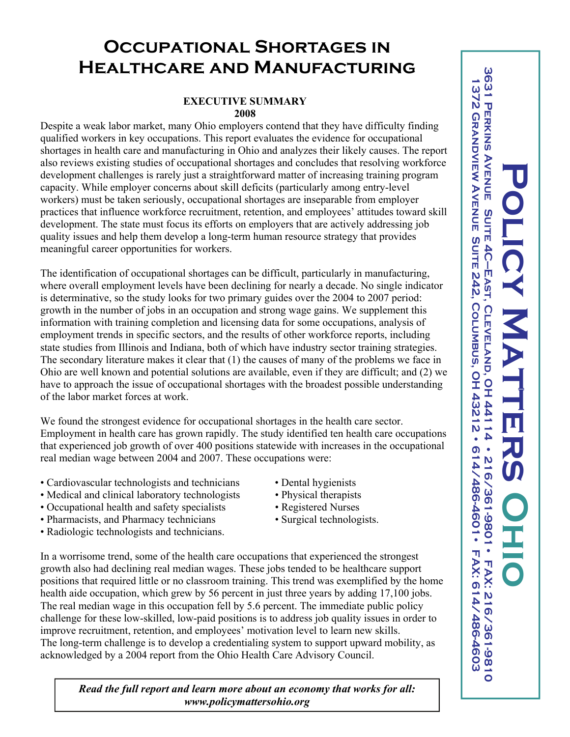# Occupational Shortages in Healthcare and Manufacturing

**EXECUTIVE SUMMARY**
**2008**

Despite a weak labor market, many Ohio employers contend that they have difficulty finding qualified workers in key occupations. This report evaluates the evidence for occupational shortages in health care and manufacturing in Ohio and analyzes their likely causes. The report also reviews existing studies of occupational shortages and concludes that resolving workforce development challenges is rarely just a straightforward matter of increasing training program capacity. While employer concerns about skill deficits (particularly among entry-level workers) must be taken seriously, occupational shortages are inseparable from employer practices that influence workforce recruitment, retention, and employees' attitudes toward skill development. The state must focus its efforts on employers that are actively addressing job quality issues and help them develop a long-term human resource strategy that provides meaningful career opportunities for workers.

The identification of occupational shortages can be difficult, particularly in manufacturing, where overall employment levels have been declining for nearly a decade. No single indicator is determinative, so the study looks for two primary guides over the 2004 to 2007 period: growth in the number of jobs in an occupation and strong wage gains. We supplement this information with training completion and licensing data for some occupations, analysis of employment trends in specific sectors, and the results of other workforce reports, including state studies from Illinois and Indiana, both of which have industry sector training strategies. The secondary literature makes it clear that (1) the causes of many of the problems we face in Ohio are well known and potential solutions are available, even if they are difficult; and (2) we have to approach the issue of occupational shortages with the broadest possible understanding of the labor market forces at work.

We found the strongest evidence for occupational shortages in the health care sector. Employment in health care has grown rapidly. The study identified ten health care occupations that experienced job growth of over 400 positions statewide with increases in the occupational real median wage between 2004 and 2007. These occupations were:

- Cardiovascular technologists and technicians
- Medical and clinical laboratory technologists
- Occupational health and safety specialists
- Pharmacists, and Pharmacy technicians
- Radiologic technologists and technicians.
- Dental hygienists
- Physical therapists
- Registered Nurses
- Surgical technologists.

In a worrisome trend, some of the health care occupations that experienced the strongest growth also had declining real median wages. These jobs tended to be healthcare support positions that required little or no classroom training. This trend was exemplified by the home health aide occupation, which grew by 56 percent in just three years by adding 17,100 jobs. The real median wage in this occupation fell by 5.6 percent. The immediate public policy challenge for these low-skilled, low-paid positions is to address job quality issues in order to improve recruitment, retention, and employees' motivation level to learn new skills. The long-term challenge is to develop a credentialing system to support upward mobility, as acknowledged by a 2004 report from the Ohio Health Care Advisory Council.

***Read the full report and learn more about an economy that works for all: www.policymattersohio.org***

**Policy Matters Ohio**

3631 Perkins Avenue Suite 4C–East, Cleveland, OH 44114 • 216/361-9801 • Fax: 216/361-9810
1372 Grandview Avenue Suite 242, Columbus, OH 43212 • 614/486-4601 • Fax: 614/486-4603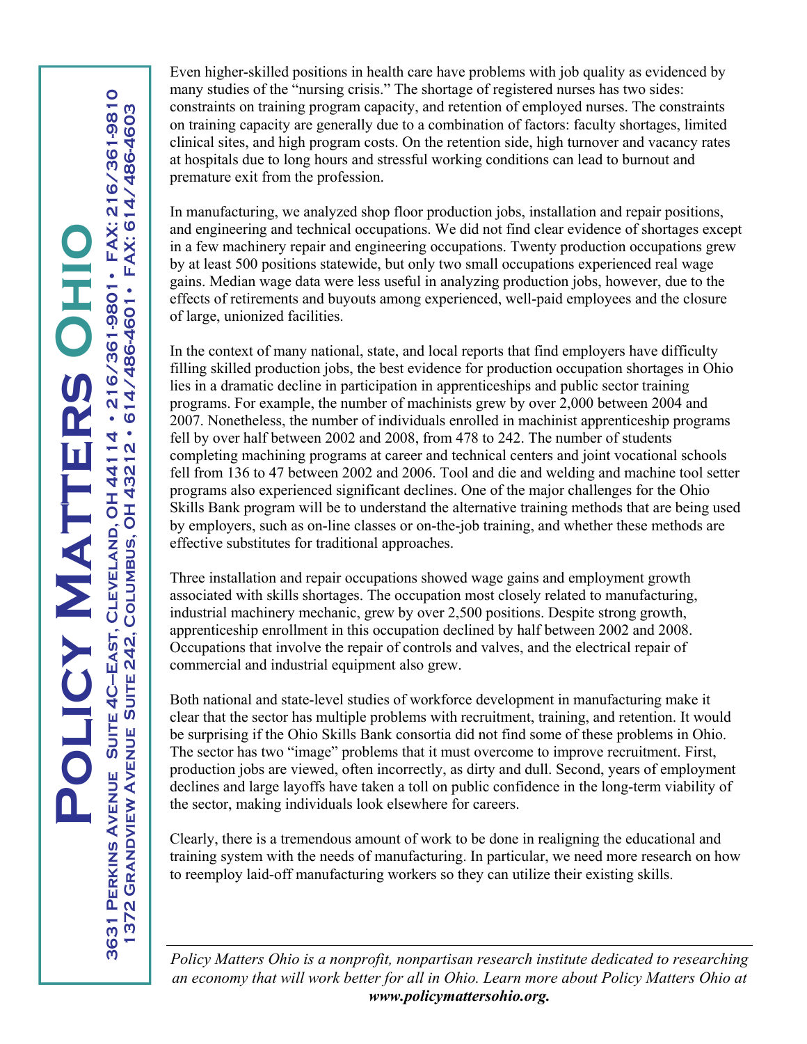Even higher-skilled positions in health care have problems with job quality as evidenced by many studies of the "nursing crisis." The shortage of registered nurses has two sides: constraints on training program capacity, and retention of employed nurses. The constraints on training capacity are generally due to a combination of factors: faculty shortages, limited clinical sites, and high program costs. On the retention side, high turnover and vacancy rates at hospitals due to long hours and stressful working conditions can lead to burnout and premature exit from the profession.

In manufacturing, we analyzed shop floor production jobs, installation and repair positions, and engineering and technical occupations. We did not find clear evidence of shortages except in a few machinery repair and engineering occupations. Twenty production occupations grew by at least 500 positions statewide, but only two small occupations experienced real wage gains. Median wage data were less useful in analyzing production jobs, however, due to the effects of retirements and buyouts among experienced, well-paid employees and the closure of large, unionized facilities.

In the context of many national, state, and local reports that find employers have difficulty filling skilled production jobs, the best evidence for production occupation shortages in Ohio lies in a dramatic decline in participation in apprenticeships and public sector training programs. For example, the number of machinists grew by over 2,000 between 2004 and 2007. Nonetheless, the number of individuals enrolled in machinist apprenticeship programs fell by over half between 2002 and 2008, from 478 to 242. The number of students completing machining programs at career and technical centers and joint vocational schools fell from 136 to 47 between 2002 and 2006. Tool and die and welding and machine tool setter programs also experienced significant declines. One of the major challenges for the Ohio Skills Bank program will be to understand the alternative training methods that are being used by employers, such as on-line classes or on-the-job training, and whether these methods are effective substitutes for traditional approaches.

Three installation and repair occupations showed wage gains and employment growth associated with skills shortages. The occupation most closely related to manufacturing, industrial machinery mechanic, grew by over 2,500 positions. Despite strong growth, apprenticeship enrollment in this occupation declined by half between 2002 and 2008. Occupations that involve the repair of controls and valves, and the electrical repair of commercial and industrial equipment also grew.

Both national and state-level studies of workforce development in manufacturing make it clear that the sector has multiple problems with recruitment, training, and retention. It would be surprising if the Ohio Skills Bank consortia did not find some of these problems in Ohio. The sector has two "image" problems that it must overcome to improve recruitment. First, production jobs are viewed, often incorrectly, as dirty and dull. Second, years of employment declines and large layoffs have taken a toll on public confidence in the long-term viability of the sector, making individuals look elsewhere for careers.

Clearly, there is a tremendous amount of work to be done in realigning the educational and training system with the needs of manufacturing. In particular, we need more research on how to reemploy laid-off manufacturing workers so they can utilize their existing skills.

---

*Policy Matters Ohio is a nonprofit, nonpartisan research institute dedicated to researching an economy that will work better for all in Ohio. Learn more about Policy Matters Ohio at* ***www.policymattersohio.org.***